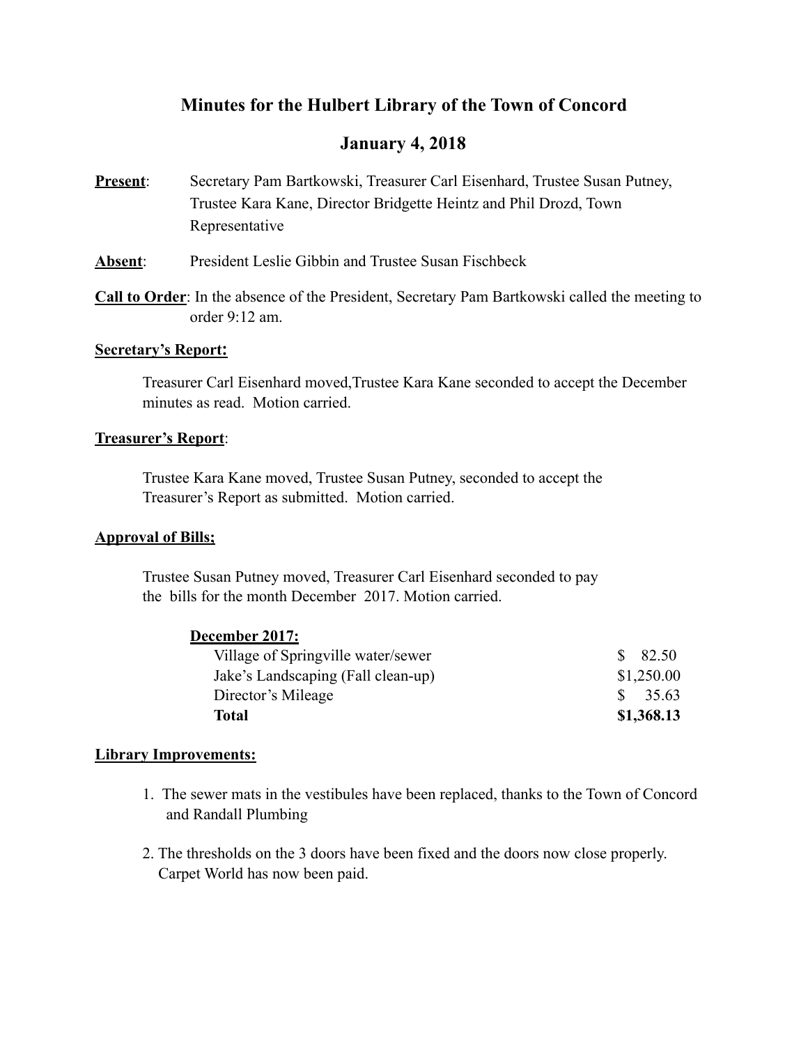# Minutes for the Hulbert Library of the Town of Concord

## January 4, 2018

**Present**: Secretary Pam Bartkowski, Treasurer Carl Eisenhard, Trustee Susan Putney, Trustee Kara Kane, Director Bridgette Heintz and Phil Drozd, Town Representative

**Absent**: President Leslie Gibbin and Trustee Susan Fischbeck

**Call to Order**: In the absence of the President, Secretary Pam Bartkowski called the meeting to order 9:12 am.

**Secretary's Report:**

Treasurer Carl Eisenhard moved,Trustee Kara Kane seconded to accept the December minutes as read. Motion carried.

**Treasurer's Report**:

Trustee Kara Kane moved, Trustee Susan Putney, seconded to accept the Treasurer's Report as submitted. Motion carried.

**Approval of Bills;**

Trustee Susan Putney moved, Treasurer Carl Eisenhard seconded to pay the bills for the month December 2017. Motion carried.

| **December 2017:** | |
|---|---|
| Village of Springville water/sewer | $ 82.50 |
| Jake's Landscaping (Fall clean-up) | $1,250.00 |
| Director's Mileage | $ 35.63 |
| **Total** | **$1,368.13** |

**Library Improvements:**

1. The sewer mats in the vestibules have been replaced, thanks to the Town of Concord and Randall Plumbing

2. The thresholds on the 3 doors have been fixed and the doors now close properly. Carpet World has now been paid.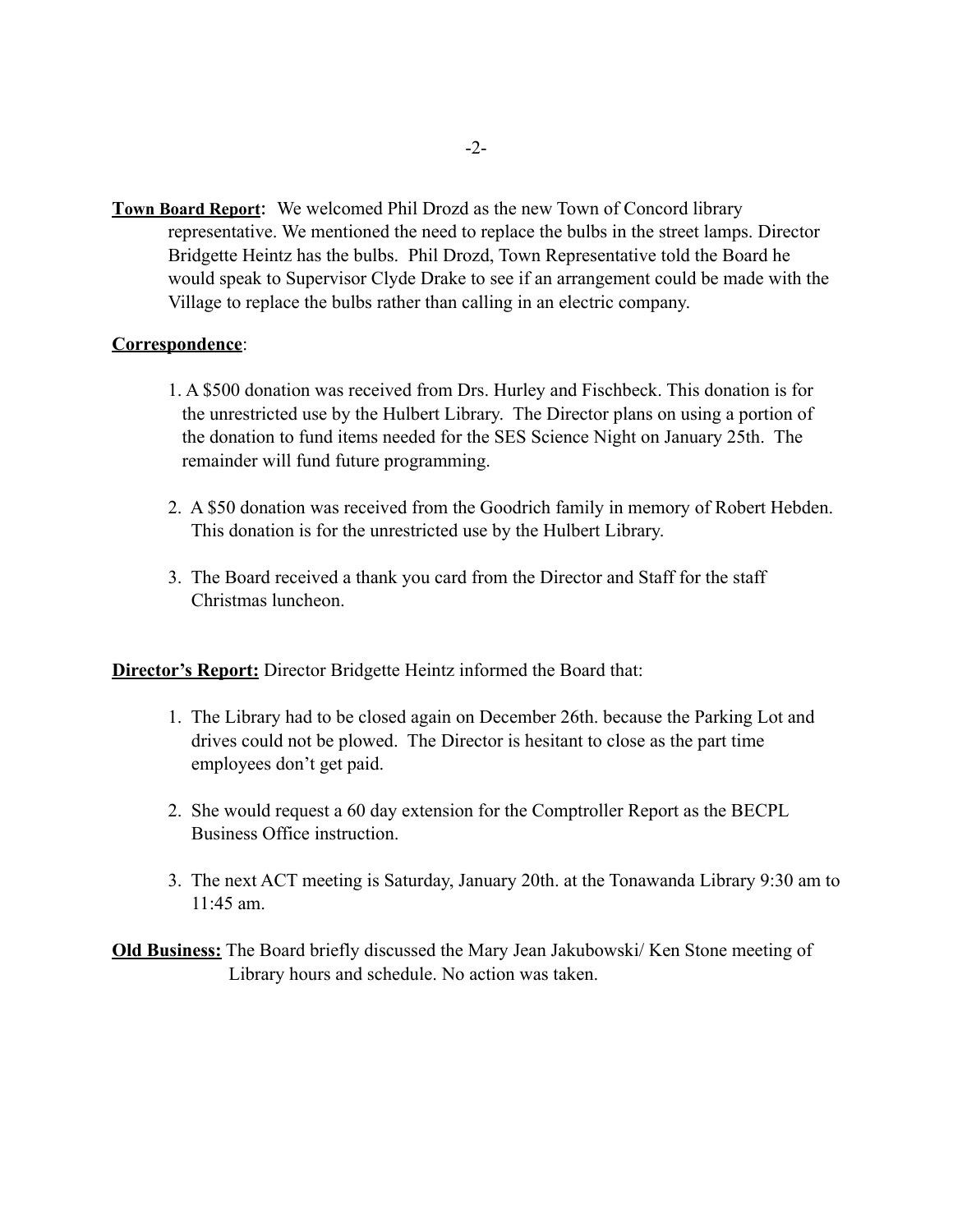**Town Board Report:** We welcomed Phil Drozd as the new Town of Concord library representative. We mentioned the need to replace the bulbs in the street lamps. Director Bridgette Heintz has the bulbs. Phil Drozd, Town Representative told the Board he would speak to Supervisor Clyde Drake to see if an arrangement could be made with the Village to replace the bulbs rather than calling in an electric company.

**Correspondence**:

1. A $500 donation was received from Drs. Hurley and Fischbeck. This donation is for the unrestricted use by the Hulbert Library. The Director plans on using a portion of the donation to fund items needed for the SES Science Night on January 25th. The remainder will fund future programming.

2. A $50 donation was received from the Goodrich family in memory of Robert Hebden. This donation is for the unrestricted use by the Hulbert Library.

3. The Board received a thank you card from the Director and Staff for the staff Christmas luncheon.

**Director's Report:** Director Bridgette Heintz informed the Board that:

1. The Library had to be closed again on December 26th. because the Parking Lot and drives could not be plowed. The Director is hesitant to close as the part time employees don't get paid.

2. She would request a 60 day extension for the Comptroller Report as the BECPL Business Office instruction.

3. The next ACT meeting is Saturday, January 20th. at the Tonawanda Library 9:30 am to 11:45 am.

**Old Business:** The Board briefly discussed the Mary Jean Jakubowski/ Ken Stone meeting of Library hours and schedule. No action was taken.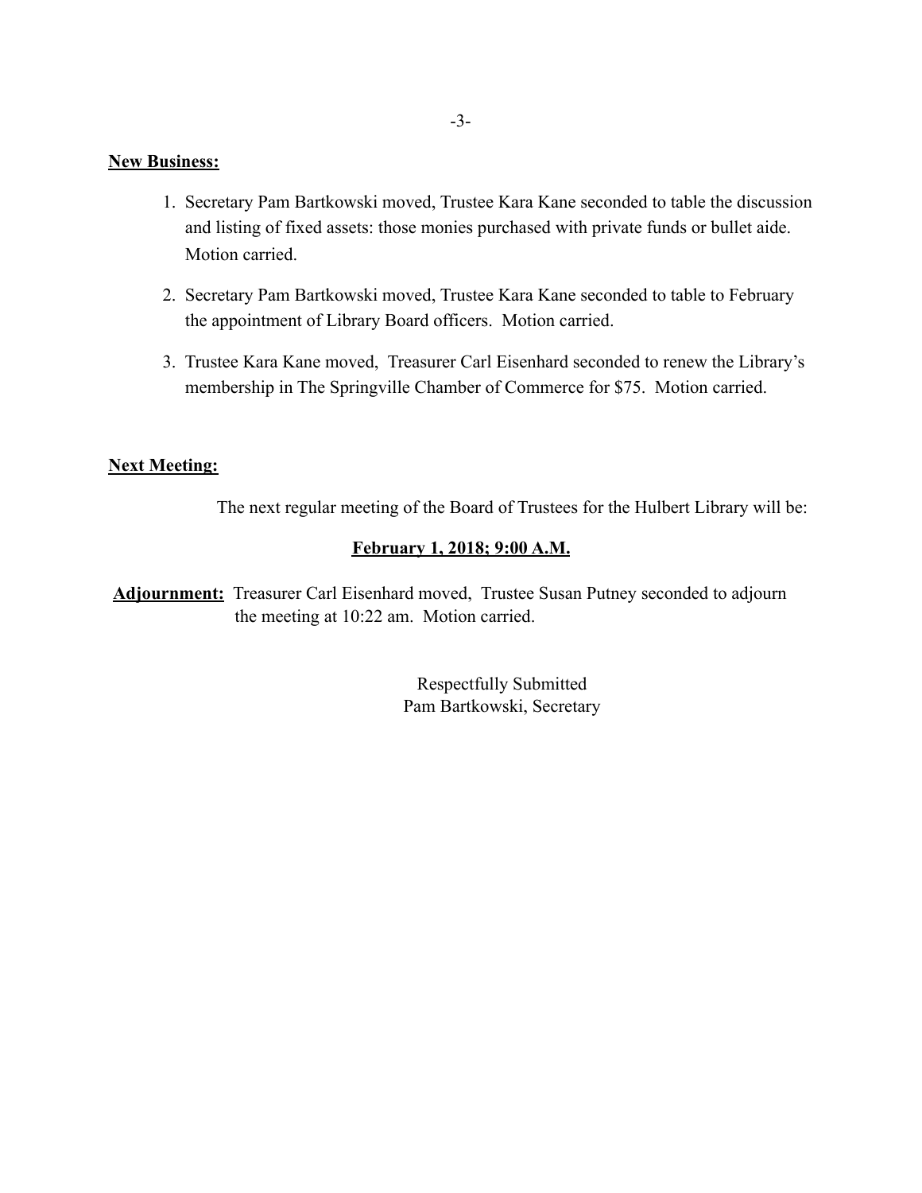**New Business:**

1. Secretary Pam Bartkowski moved, Trustee Kara Kane seconded to table the discussion and listing of fixed assets: those monies purchased with private funds or bullet aide. Motion carried.

2. Secretary Pam Bartkowski moved, Trustee Kara Kane seconded to table to February the appointment of Library Board officers. Motion carried.

3. Trustee Kara Kane moved, Treasurer Carl Eisenhard seconded to renew the Library's membership in The Springville Chamber of Commerce for $75. Motion carried.

**Next Meeting:**

The next regular meeting of the Board of Trustees for the Hulbert Library will be:

**February 1, 2018; 9:00 A.M.**

**Adjournment:** Treasurer Carl Eisenhard moved, Trustee Susan Putney seconded to adjourn the meeting at 10:22 am. Motion carried.

Respectfully Submitted
Pam Bartkowski, Secretary